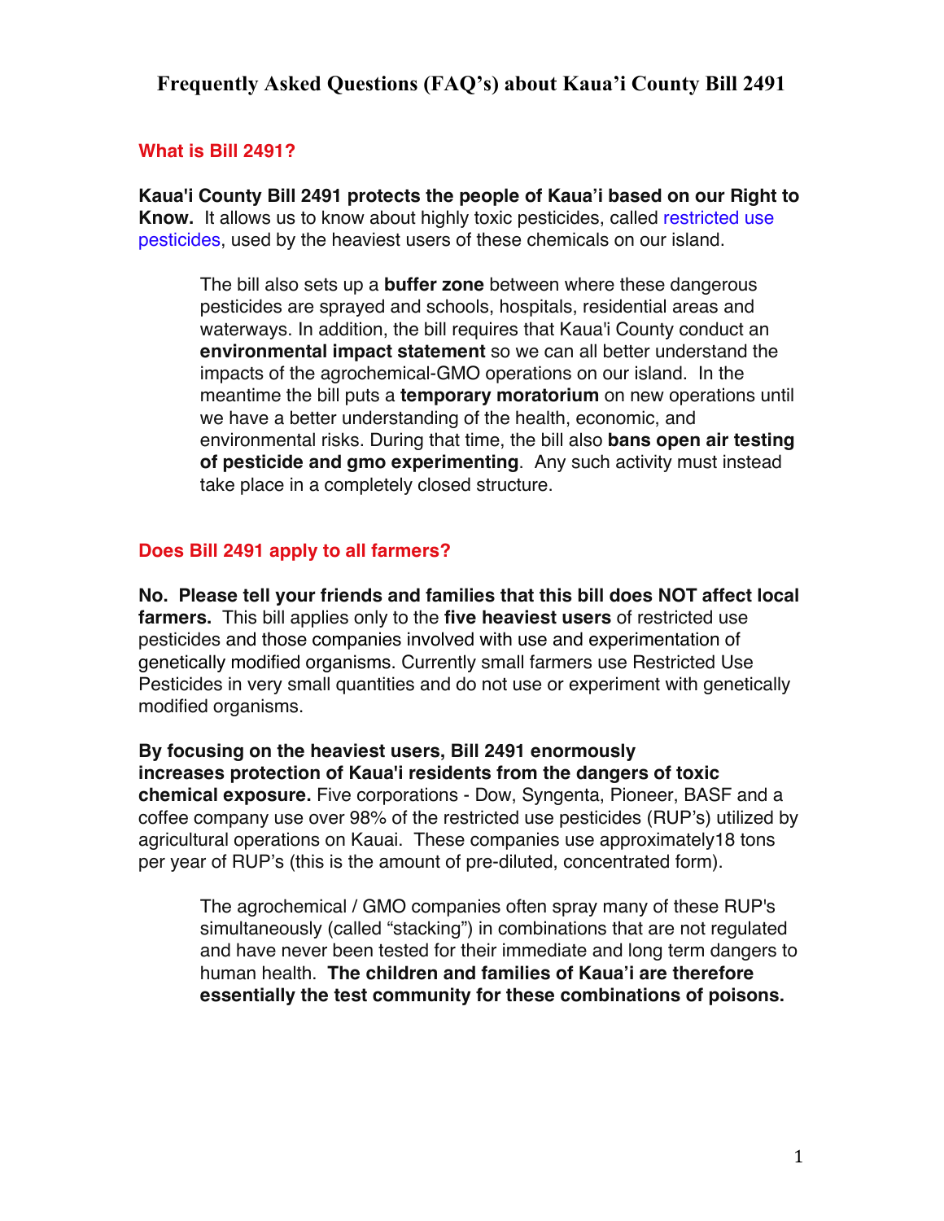# Frequently Asked Questions (FAQ's) about Kaua'i County Bill 2491

## What is Bill 2491?

**Kaua'i County Bill 2491 protects the people of Kaua'i based on our Right to Know.** It allows us to know about highly toxic pesticides, called restricted use pesticides, used by the heaviest users of these chemicals on our island.

> The bill also sets up a **buffer zone** between where these dangerous pesticides are sprayed and schools, hospitals, residential areas and waterways. In addition, the bill requires that Kaua'i County conduct an **environmental impact statement** so we can all better understand the impacts of the agrochemical-GMO operations on our island. In the meantime the bill puts a **temporary moratorium** on new operations until we have a better understanding of the health, economic, and environmental risks. During that time, the bill also **bans open air testing of pesticide and gmo experimenting**. Any such activity must instead take place in a completely closed structure.

## Does Bill 2491 apply to all farmers?

**No. Please tell your friends and families that this bill does NOT affect local farmers.** This bill applies only to the **five heaviest users** of restricted use pesticides and those companies involved with use and experimentation of genetically modified organisms. Currently small farmers use Restricted Use Pesticides in very small quantities and do not use or experiment with genetically modified organisms.

**By focusing on the heaviest users, Bill 2491 enormously increases protection of Kaua'i residents from the dangers of toxic chemical exposure.** Five corporations - Dow, Syngenta, Pioneer, BASF and a coffee company use over 98% of the restricted use pesticides (RUP's) utilized by agricultural operations on Kauai. These companies use approximately18 tons per year of RUP's (this is the amount of pre-diluted, concentrated form).

> The agrochemical / GMO companies often spray many of these RUP's simultaneously (called "stacking") in combinations that are not regulated and have never been tested for their immediate and long term dangers to human health. **The children and families of Kaua'i are therefore essentially the test community for these combinations of poisons.**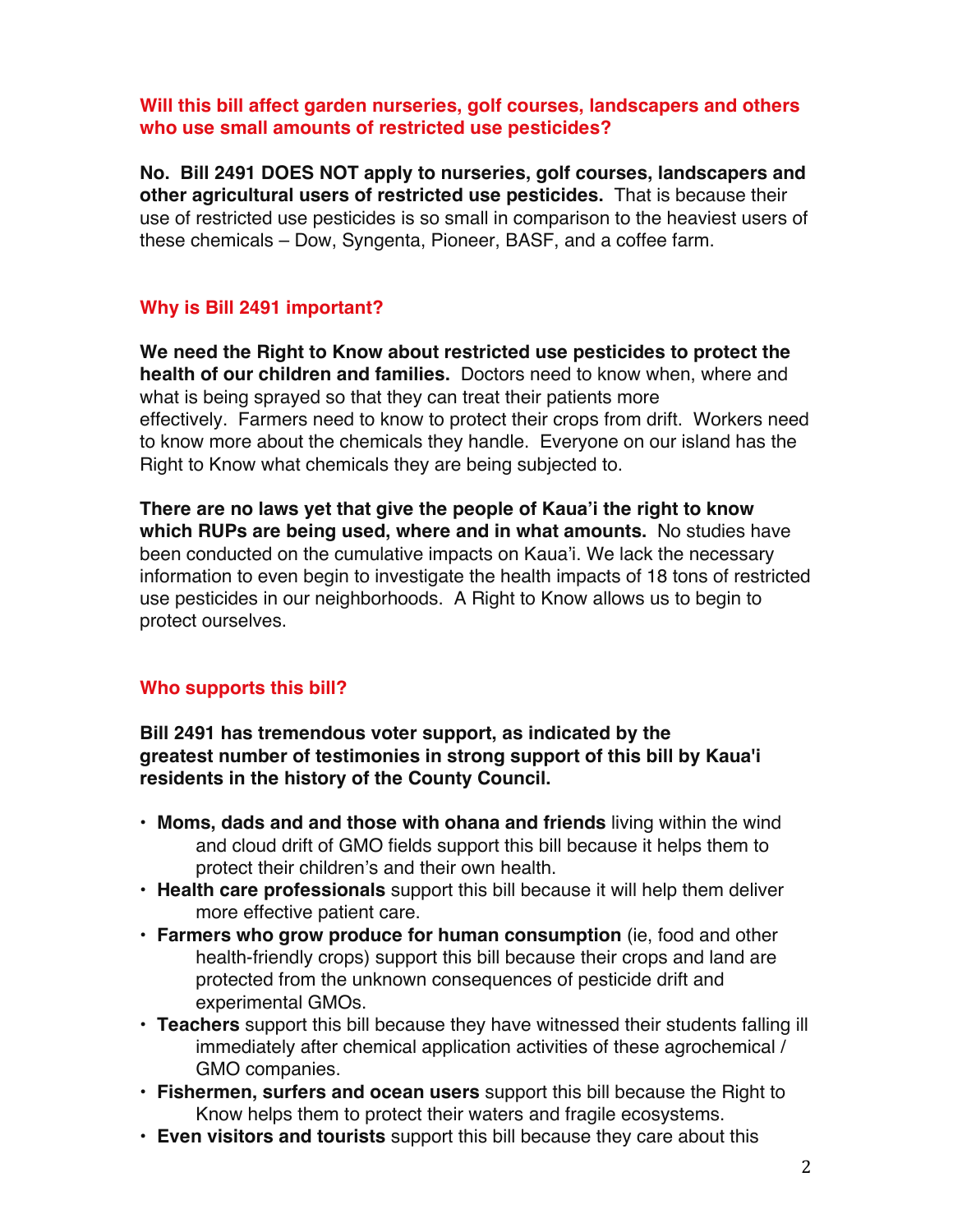### Will this bill affect garden nurseries, golf courses, landscapers and others who use small amounts of restricted use pesticides?

**No. Bill 2491 DOES NOT apply to nurseries, golf courses, landscapers and other agricultural users of restricted use pesticides.** That is because their use of restricted use pesticides is so small in comparison to the heaviest users of these chemicals – Dow, Syngenta, Pioneer, BASF, and a coffee farm.

### Why is Bill 2491 important?

**We need the Right to Know about restricted use pesticides to protect the health of our children and families.** Doctors need to know when, where and what is being sprayed so that they can treat their patients more effectively. Farmers need to know to protect their crops from drift. Workers need to know more about the chemicals they handle. Everyone on our island has the Right to Know what chemicals they are being subjected to.

**There are no laws yet that give the people of Kaua'i the right to know which RUPs are being used, where and in what amounts.** No studies have been conducted on the cumulative impacts on Kaua'i. We lack the necessary information to even begin to investigate the health impacts of 18 tons of restricted use pesticides in our neighborhoods. A Right to Know allows us to begin to protect ourselves.

### Who supports this bill?

**Bill 2491 has tremendous voter support, as indicated by the greatest number of testimonies in strong support of this bill by Kaua'i residents in the history of the County Council.**

- **Moms, dads and and those with ohana and friends** living within the wind and cloud drift of GMO fields support this bill because it helps them to protect their children's and their own health.
- **Health care professionals** support this bill because it will help them deliver more effective patient care.
- **Farmers who grow produce for human consumption** (ie, food and other health-friendly crops) support this bill because their crops and land are protected from the unknown consequences of pesticide drift and experimental GMOs.
- **Teachers** support this bill because they have witnessed their students falling ill immediately after chemical application activities of these agrochemical / GMO companies.
- **Fishermen, surfers and ocean users** support this bill because the Right to Know helps them to protect their waters and fragile ecosystems.
- **Even visitors and tourists** support this bill because they care about this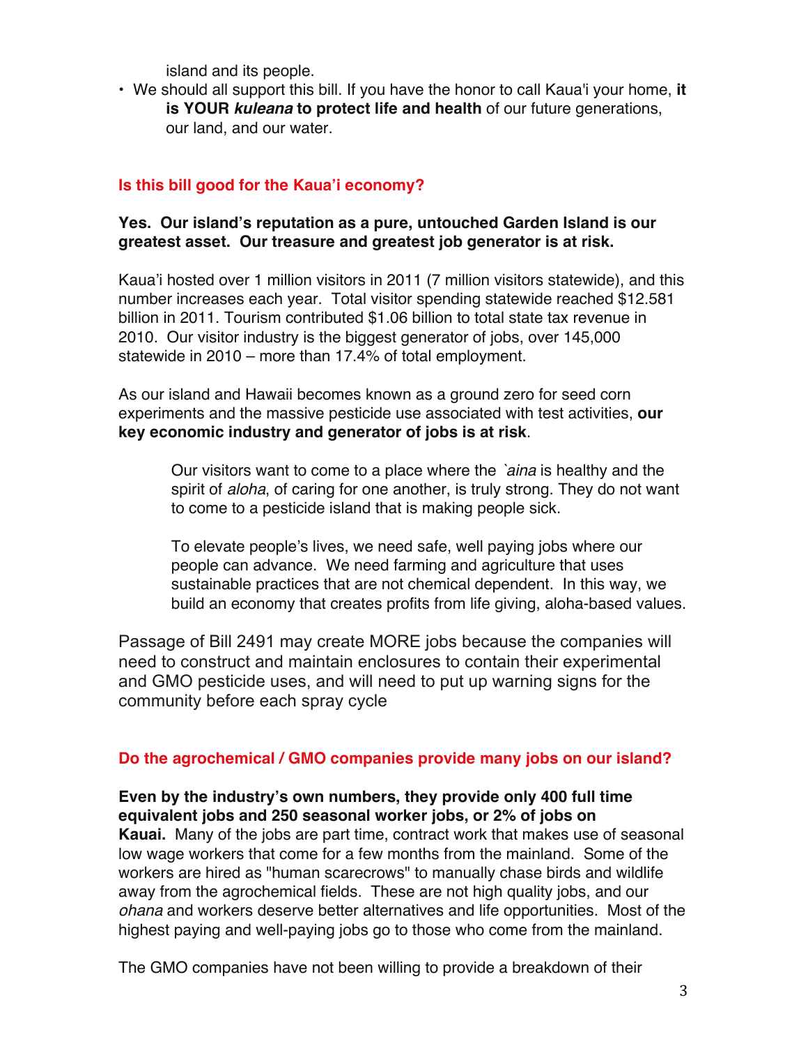island and its people.

- We should all support this bill. If you have the honor to call Kaua'i your home, **it is YOUR *kuleana* to protect life and health** of our future generations, our land, and our water.

### Is this bill good for the Kaua'i economy?

**Yes. Our island's reputation as a pure, untouched Garden Island is our greatest asset. Our treasure and greatest job generator is at risk.**

Kaua'i hosted over 1 million visitors in 2011 (7 million visitors statewide), and this number increases each year. Total visitor spending statewide reached $12.581 billion in 2011. Tourism contributed $1.06 billion to total state tax revenue in 2010. Our visitor industry is the biggest generator of jobs, over 145,000 statewide in 2010 – more than 17.4% of total employment.

As our island and Hawaii becomes known as a ground zero for seed corn experiments and the massive pesticide use associated with test activities, **our key economic industry and generator of jobs is at risk**.

> Our visitors want to come to a place where the *`aina* is healthy and the spirit of *aloha*, of caring for one another, is truly strong. They do not want to come to a pesticide island that is making people sick.
>
> To elevate people's lives, we need safe, well paying jobs where our people can advance. We need farming and agriculture that uses sustainable practices that are not chemical dependent. In this way, we build an economy that creates profits from life giving, aloha-based values.

Passage of Bill 2491 may create MORE jobs because the companies will need to construct and maintain enclosures to contain their experimental and GMO pesticide uses, and will need to put up warning signs for the community before each spray cycle

### Do the agrochemical / GMO companies provide many jobs on our island?

**Even by the industry's own numbers, they provide only 400 full time equivalent jobs and 250 seasonal worker jobs, or 2% of jobs on Kauai.** Many of the jobs are part time, contract work that makes use of seasonal low wage workers that come for a few months from the mainland. Some of the workers are hired as "human scarecrows" to manually chase birds and wildlife away from the agrochemical fields. These are not high quality jobs, and our *ohana* and workers deserve better alternatives and life opportunities. Most of the highest paying and well-paying jobs go to those who come from the mainland.

The GMO companies have not been willing to provide a breakdown of their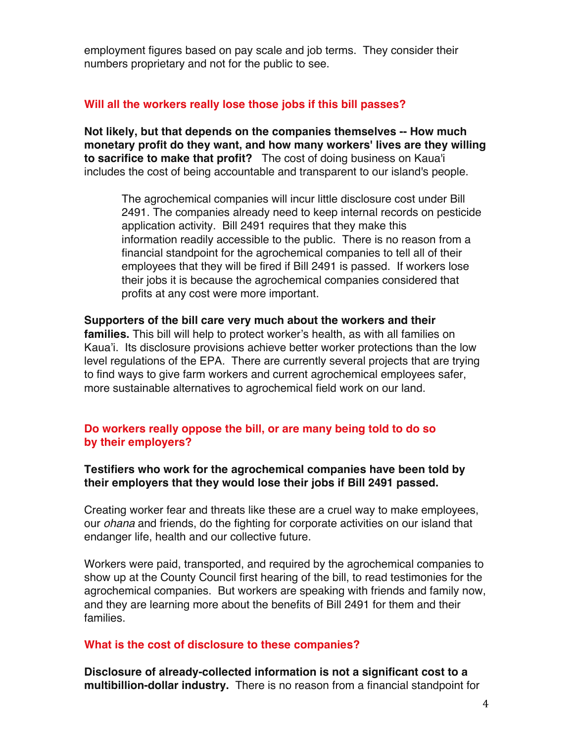employment figures based on pay scale and job terms. They consider their numbers proprietary and not for the public to see.

### Will all the workers really lose those jobs if this bill passes?

**Not likely, but that depends on the companies themselves -- How much monetary profit do they want, and how many workers' lives are they willing to sacrifice to make that profit?** The cost of doing business on Kaua'i includes the cost of being accountable and transparent to our island's people.

> The agrochemical companies will incur little disclosure cost under Bill 2491. The companies already need to keep internal records on pesticide application activity. Bill 2491 requires that they make this information readily accessible to the public. There is no reason from a financial standpoint for the agrochemical companies to tell all of their employees that they will be fired if Bill 2491 is passed. If workers lose their jobs it is because the agrochemical companies considered that profits at any cost were more important.

**Supporters of the bill care very much about the workers and their families.** This bill will help to protect worker's health, as with all families on Kaua'i. Its disclosure provisions achieve better worker protections than the low level regulations of the EPA. There are currently several projects that are trying to find ways to give farm workers and current agrochemical employees safer, more sustainable alternatives to agrochemical field work on our land.

### Do workers really oppose the bill, or are many being told to do so by their employers?

**Testifiers who work for the agrochemical companies have been told by their employers that they would lose their jobs if Bill 2491 passed.**

Creating worker fear and threats like these are a cruel way to make employees, our *ohana* and friends, do the fighting for corporate activities on our island that endanger life, health and our collective future.

Workers were paid, transported, and required by the agrochemical companies to show up at the County Council first hearing of the bill, to read testimonies for the agrochemical companies. But workers are speaking with friends and family now, and they are learning more about the benefits of Bill 2491 for them and their families.

### What is the cost of disclosure to these companies?

**Disclosure of already-collected information is not a significant cost to a multibillion-dollar industry.** There is no reason from a financial standpoint for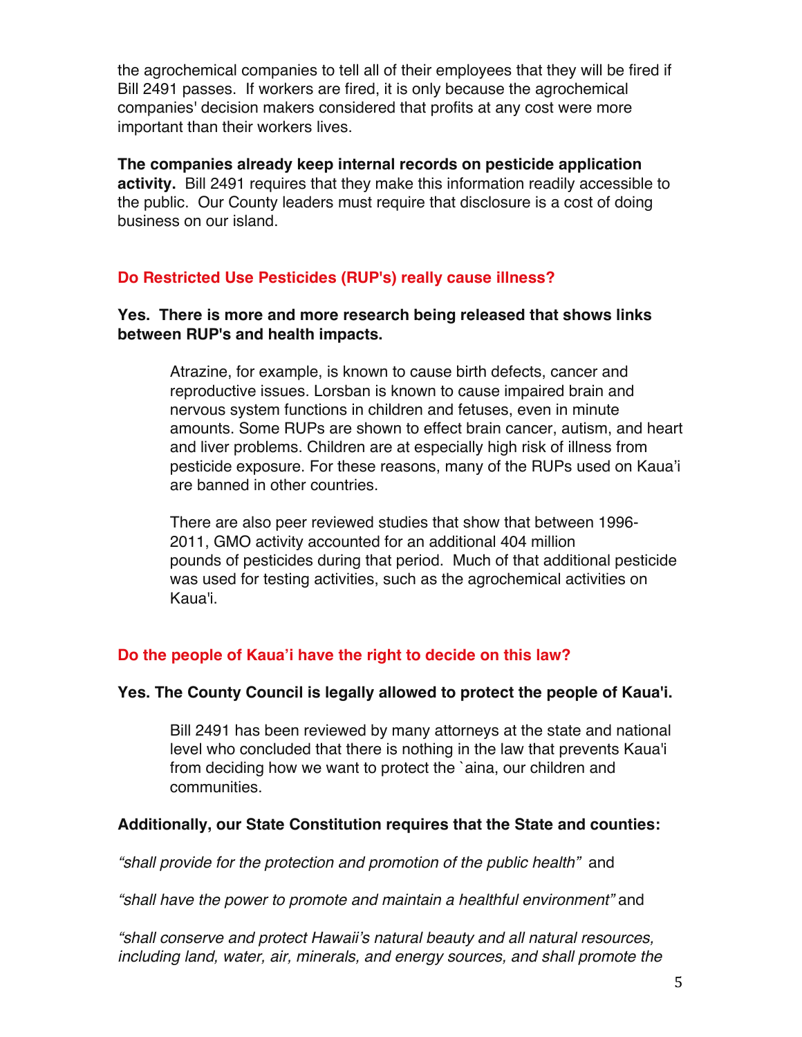the agrochemical companies to tell all of their employees that they will be fired if Bill 2491 passes. If workers are fired, it is only because the agrochemical companies' decision makers considered that profits at any cost were more important than their workers lives.

**The companies already keep internal records on pesticide application activity.** Bill 2491 requires that they make this information readily accessible to the public. Our County leaders must require that disclosure is a cost of doing business on our island.

## Do Restricted Use Pesticides (RUP's) really cause illness?

**Yes. There is more and more research being released that shows links between RUP's and health impacts.**

> Atrazine, for example, is known to cause birth defects, cancer and reproductive issues. Lorsban is known to cause impaired brain and nervous system functions in children and fetuses, even in minute amounts. Some RUPs are shown to effect brain cancer, autism, and heart and liver problems. Children are at especially high risk of illness from pesticide exposure. For these reasons, many of the RUPs used on Kaua'i are banned in other countries.
>
> There are also peer reviewed studies that show that between 1996-2011, GMO activity accounted for an additional 404 million pounds of pesticides during that period. Much of that additional pesticide was used for testing activities, such as the agrochemical activities on Kaua'i.

## Do the people of Kaua'i have the right to decide on this law?

**Yes. The County Council is legally allowed to protect the people of Kaua'i.**

> Bill 2491 has been reviewed by many attorneys at the state and national level who concluded that there is nothing in the law that prevents Kaua'i from deciding how we want to protect the `aina, our children and communities.

**Additionally, our State Constitution requires that the State and counties:**

*"shall provide for the protection and promotion of the public health"* and

*"shall have the power to promote and maintain a healthful environment"* and

*"shall conserve and protect Hawaii's natural beauty and all natural resources, including land, water, air, minerals, and energy sources, and shall promote the*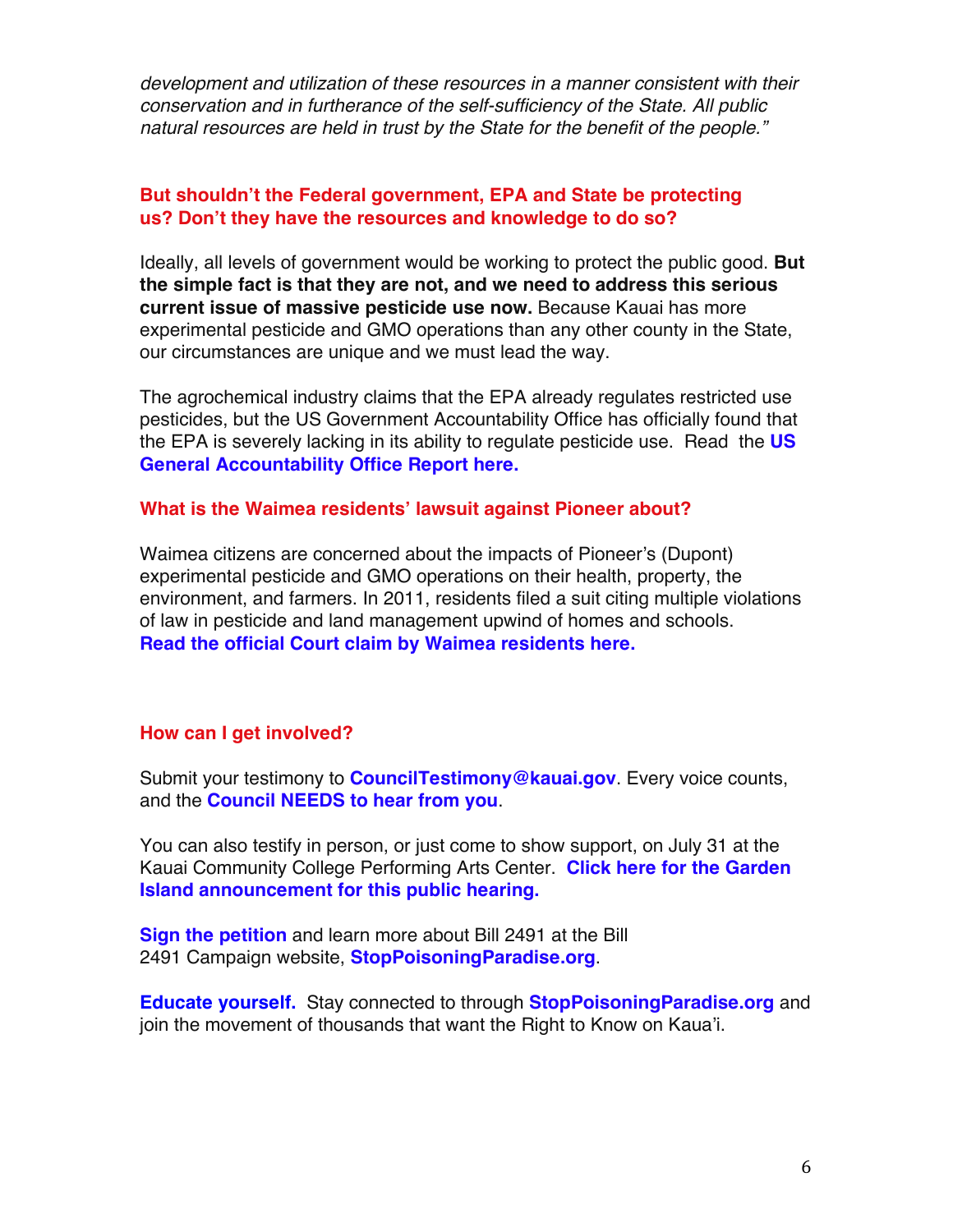*development and utilization of these resources in a manner consistent with their conservation and in furtherance of the self-sufficiency of the State. All public natural resources are held in trust by the State for the benefit of the people."*

### But shouldn't the Federal government, EPA and State be protecting us? Don't they have the resources and knowledge to do so?

Ideally, all levels of government would be working to protect the public good. **But the simple fact is that they are not, and we need to address this serious current issue of massive pesticide use now.** Because Kauai has more experimental pesticide and GMO operations than any other county in the State, our circumstances are unique and we must lead the way.

The agrochemical industry claims that the EPA already regulates restricted use pesticides, but the US Government Accountability Office has officially found that the EPA is severely lacking in its ability to regulate pesticide use. Read the **US General Accountability Office Report here.**

### What is the Waimea residents' lawsuit against Pioneer about?

Waimea citizens are concerned about the impacts of Pioneer's (Dupont) experimental pesticide and GMO operations on their health, property, the environment, and farmers. In 2011, residents filed a suit citing multiple violations of law in pesticide and land management upwind of homes and schools.
**Read the official Court claim by Waimea residents here.**

### How can I get involved?

Submit your testimony to **CouncilTestimony@kauai.gov**. Every voice counts, and the **Council NEEDS to hear from you**.

You can also testify in person, or just come to show support, on July 31 at the Kauai Community College Performing Arts Center. **Click here for the Garden Island announcement for this public hearing.**

**Sign the petition** and learn more about Bill 2491 at the Bill 2491 Campaign website, **StopPoisoningParadise.org**.

**Educate yourself.** Stay connected to through **StopPoisoningParadise.org** and join the movement of thousands that want the Right to Know on Kaua'i.